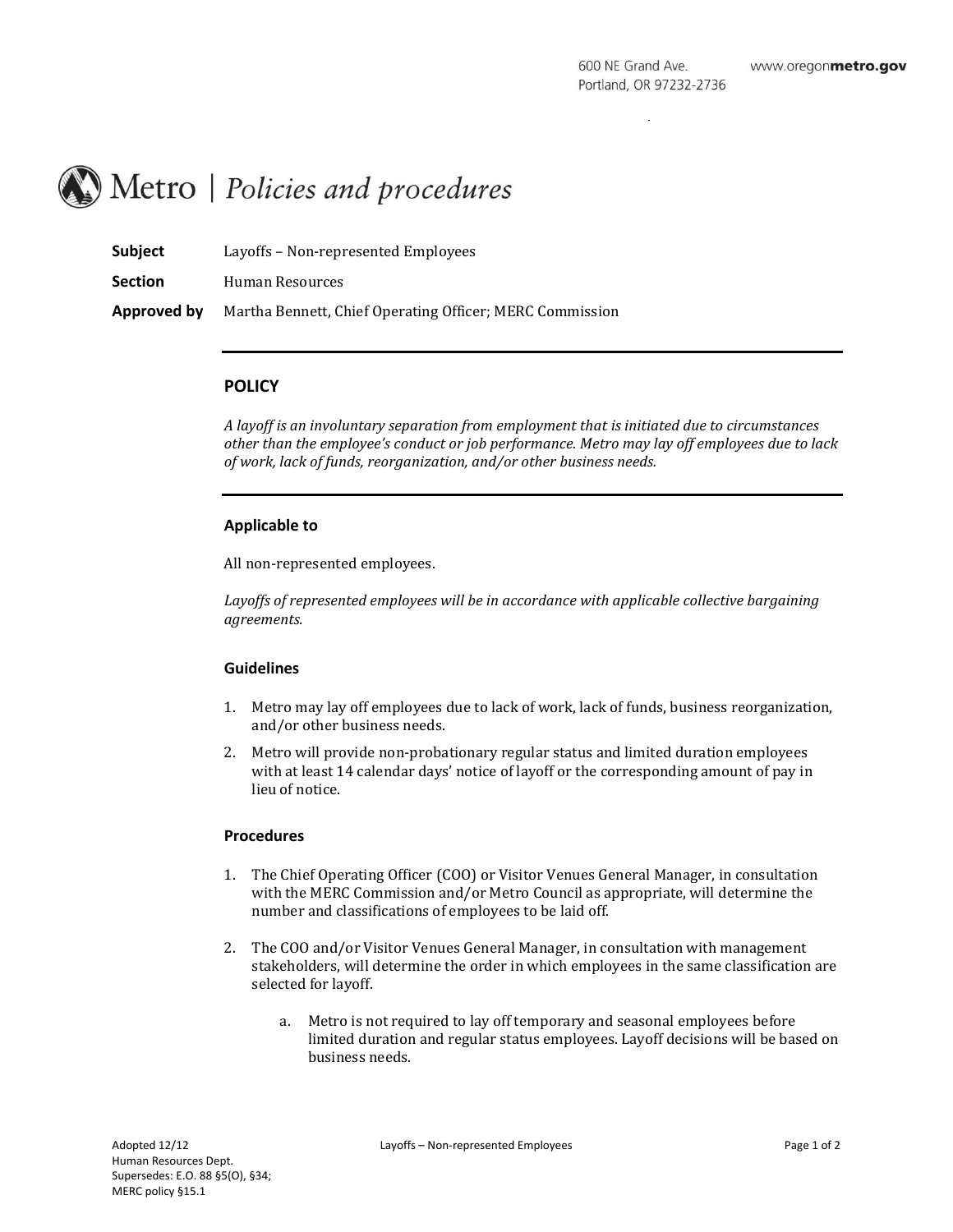600 NE Grand Ave.
Portland, OR 97232-2736

www.oregonmetro.gov

# Metro | *Policies and procedures*

**Subject** Layoffs – Non-represented Employees

**Section** Human Resources

**Approved by** Martha Bennett, Chief Operating Officer; MERC Commission

---

## POLICY

*A layoff is an involuntary separation from employment that is initiated due to circumstances other than the employee's conduct or job performance. Metro may lay off employees due to lack of work, lack of funds, reorganization, and/or other business needs.*

---

### Applicable to

All non-represented employees.

*Layoffs of represented employees will be in accordance with applicable collective bargaining agreements.*

### Guidelines

1. Metro may lay off employees due to lack of work, lack of funds, business reorganization, and/or other business needs.
2. Metro will provide non-probationary regular status and limited duration employees with at least 14 calendar days' notice of layoff or the corresponding amount of pay in lieu of notice.

### Procedures

1. The Chief Operating Officer (COO) or Visitor Venues General Manager, in consultation with the MERC Commission and/or Metro Council as appropriate, will determine the number and classifications of employees to be laid off.

2. The COO and/or Visitor Venues General Manager, in consultation with management stakeholders, will determine the order in which employees in the same classification are selected for layoff.

    a. Metro is not required to lay off temporary and seasonal employees before limited duration and regular status employees. Layoff decisions will be based on business needs.

Adopted 12/12
Human Resources Dept.
Supersedes: E.O. 88 §5(O), §34; MERC policy §15.1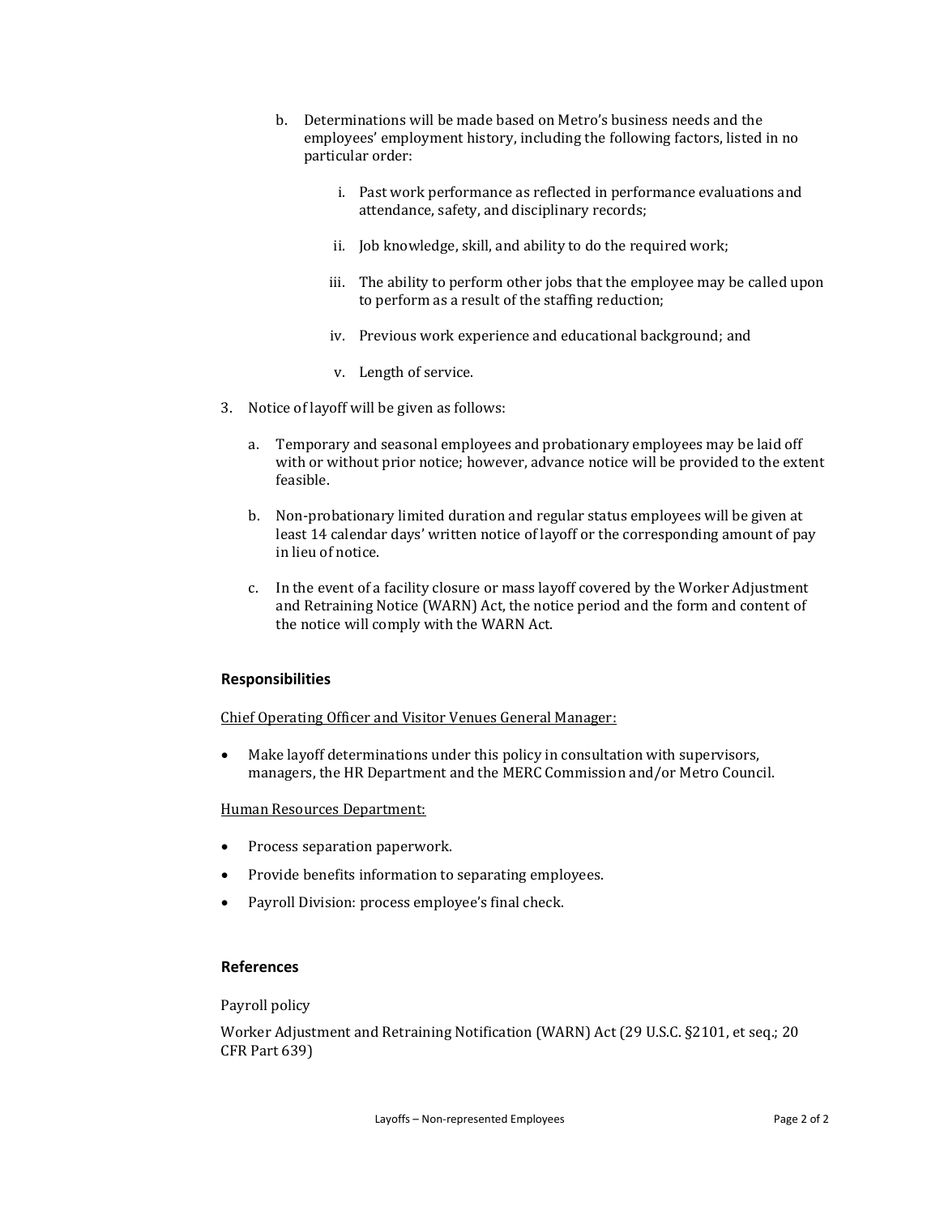b. Determinations will be made based on Metro's business needs and the employees' employment history, including the following factors, listed in no particular order:

      i. Past work performance as reflected in performance evaluations and attendance, safety, and disciplinary records;

      ii. Job knowledge, skill, and ability to do the required work;

      iii. The ability to perform other jobs that the employee may be called upon to perform as a result of the staffing reduction;

      iv. Previous work experience and educational background; and

      v. Length of service.

3. Notice of layoff will be given as follows:

   a. Temporary and seasonal employees and probationary employees may be laid off with or without prior notice; however, advance notice will be provided to the extent feasible.

   b. Non-probationary limited duration and regular status employees will be given at least 14 calendar days' written notice of layoff or the corresponding amount of pay in lieu of notice.

   c. In the event of a facility closure or mass layoff covered by the Worker Adjustment and Retraining Notice (WARN) Act, the notice period and the form and content of the notice will comply with the WARN Act.

## Responsibilities

<u>Chief Operating Officer and Visitor Venues General Manager:</u>

- Make layoff determinations under this policy in consultation with supervisors, managers, the HR Department and the MERC Commission and/or Metro Council.

<u>Human Resources Department:</u>

- Process separation paperwork.
- Provide benefits information to separating employees.
- Payroll Division: process employee's final check.

## References

Payroll policy

Worker Adjustment and Retraining Notification (WARN) Act (29 U.S.C. §2101, et seq.; 20 CFR Part 639)